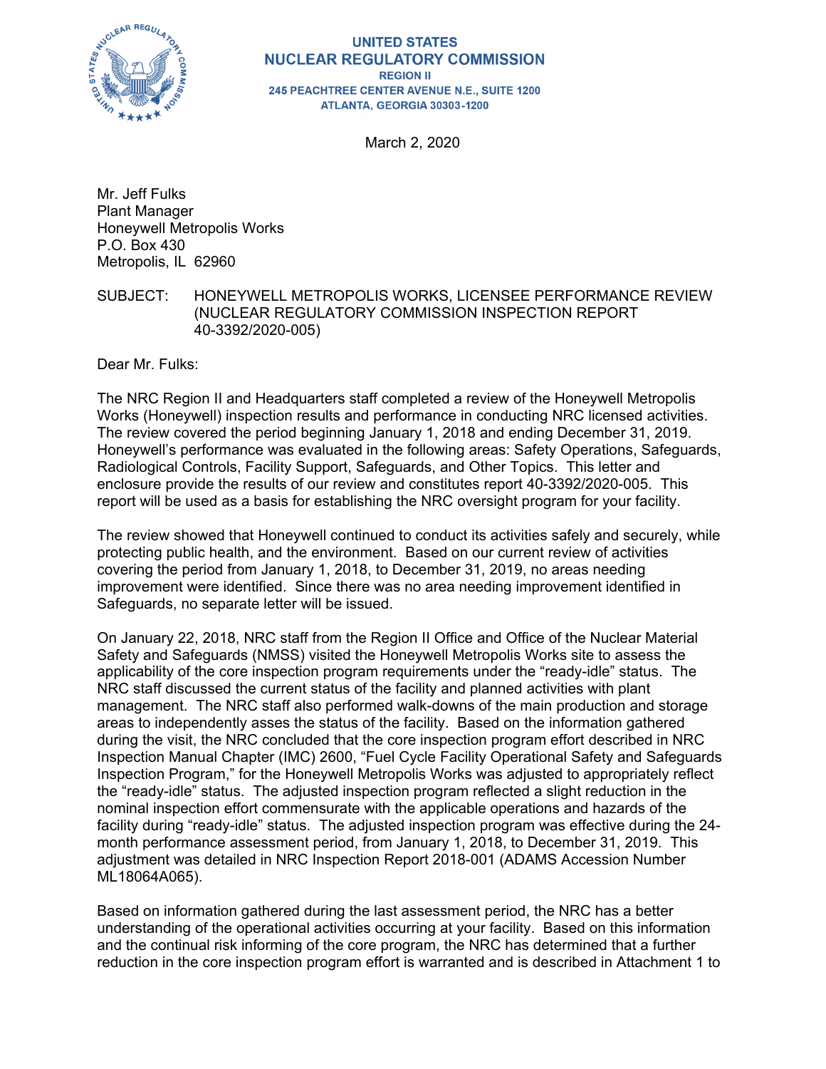**UNITED STATES**
**NUCLEAR REGULATORY COMMISSION**
**REGION II**
**245 PEACHTREE CENTER AVENUE N.E., SUITE 1200**
**ATLANTA, GEORGIA 30303-1200**

March 2, 2020

Mr. Jeff Fulks
Plant Manager
Honeywell Metropolis Works
P.O. Box 430
Metropolis, IL 62960

SUBJECT: HONEYWELL METROPOLIS WORKS, LICENSEE PERFORMANCE REVIEW (NUCLEAR REGULATORY COMMISSION INSPECTION REPORT 40-3392/2020-005)

Dear Mr. Fulks:

The NRC Region II and Headquarters staff completed a review of the Honeywell Metropolis Works (Honeywell) inspection results and performance in conducting NRC licensed activities. The review covered the period beginning January 1, 2018 and ending December 31, 2019. Honeywell's performance was evaluated in the following areas: Safety Operations, Safeguards, Radiological Controls, Facility Support, Safeguards, and Other Topics. This letter and enclosure provide the results of our review and constitutes report 40-3392/2020-005. This report will be used as a basis for establishing the NRC oversight program for your facility.

The review showed that Honeywell continued to conduct its activities safely and securely, while protecting public health, and the environment. Based on our current review of activities covering the period from January 1, 2018, to December 31, 2019, no areas needing improvement were identified. Since there was no area needing improvement identified in Safeguards, no separate letter will be issued.

On January 22, 2018, NRC staff from the Region II Office and Office of the Nuclear Material Safety and Safeguards (NMSS) visited the Honeywell Metropolis Works site to assess the applicability of the core inspection program requirements under the "ready-idle" status. The NRC staff discussed the current status of the facility and planned activities with plant management. The NRC staff also performed walk-downs of the main production and storage areas to independently asses the status of the facility. Based on the information gathered during the visit, the NRC concluded that the core inspection program effort described in NRC Inspection Manual Chapter (IMC) 2600, "Fuel Cycle Facility Operational Safety and Safeguards Inspection Program," for the Honeywell Metropolis Works was adjusted to appropriately reflect the "ready-idle" status. The adjusted inspection program reflected a slight reduction in the nominal inspection effort commensurate with the applicable operations and hazards of the facility during "ready-idle" status. The adjusted inspection program was effective during the 24-month performance assessment period, from January 1, 2018, to December 31, 2019. This adjustment was detailed in NRC Inspection Report 2018-001 (ADAMS Accession Number ML18064A065).

Based on information gathered during the last assessment period, the NRC has a better understanding of the operational activities occurring at your facility. Based on this information and the continual risk informing of the core program, the NRC has determined that a further reduction in the core inspection program effort is warranted and is described in Attachment 1 to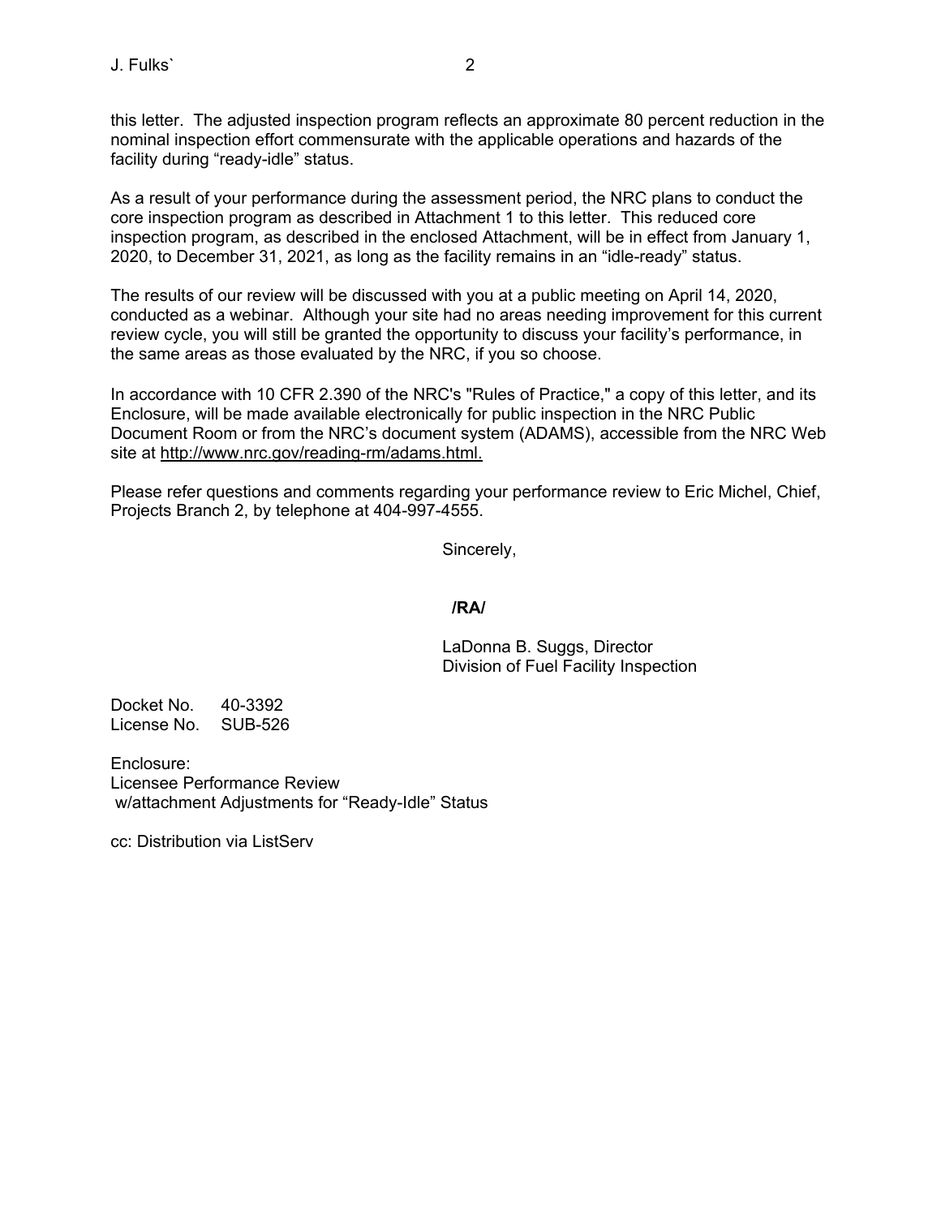this letter. The adjusted inspection program reflects an approximate 80 percent reduction in the nominal inspection effort commensurate with the applicable operations and hazards of the facility during "ready-idle" status.

As a result of your performance during the assessment period, the NRC plans to conduct the core inspection program as described in Attachment 1 to this letter. This reduced core inspection program, as described in the enclosed Attachment, will be in effect from January 1, 2020, to December 31, 2021, as long as the facility remains in an "idle-ready" status.

The results of our review will be discussed with you at a public meeting on April 14, 2020, conducted as a webinar. Although your site had no areas needing improvement for this current review cycle, you will still be granted the opportunity to discuss your facility's performance, in the same areas as those evaluated by the NRC, if you so choose.

In accordance with 10 CFR 2.390 of the NRC's "Rules of Practice," a copy of this letter, and its Enclosure, will be made available electronically for public inspection in the NRC Public Document Room or from the NRC's document system (ADAMS), accessible from the NRC Web site at http://www.nrc.gov/reading-rm/adams.html.

Please refer questions and comments regarding your performance review to Eric Michel, Chief, Projects Branch 2, by telephone at 404-997-4555.

Sincerely,

**/RA/**

LaDonna B. Suggs, Director
Division of Fuel Facility Inspection

Docket No. 40-3392
License No. SUB-526

Enclosure:
Licensee Performance Review
w/attachment Adjustments for "Ready-Idle" Status

cc: Distribution via ListServ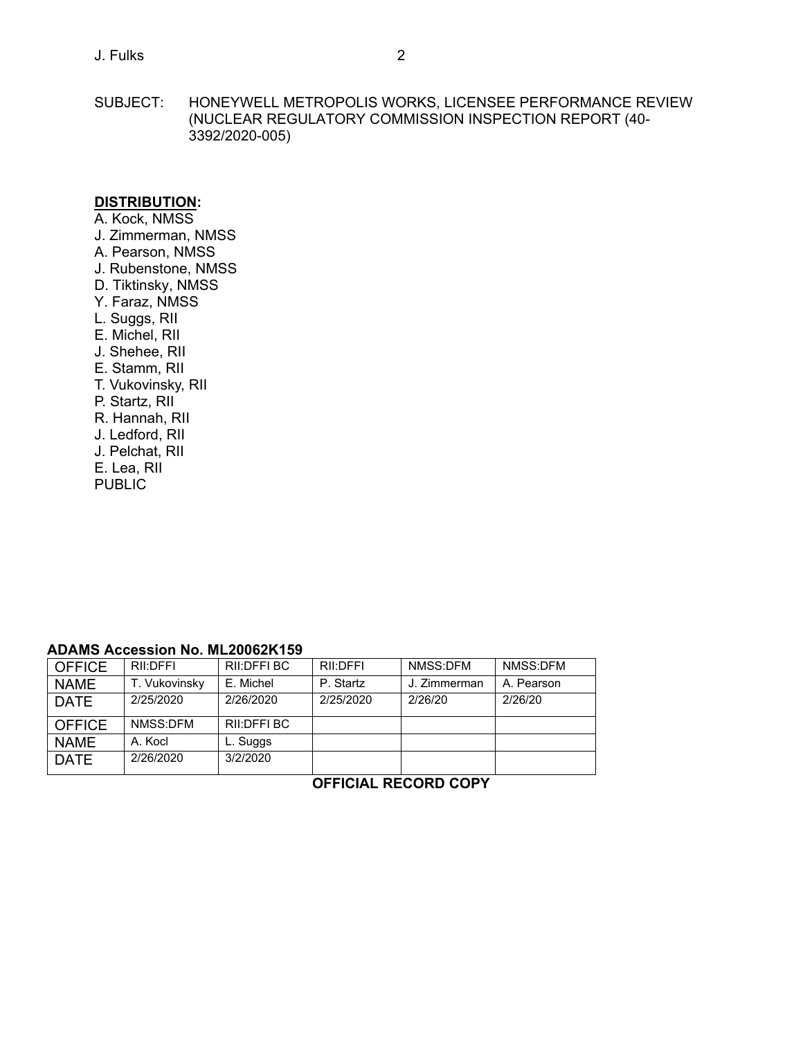SUBJECT: HONEYWELL METROPOLIS WORKS, LICENSEE PERFORMANCE REVIEW (NUCLEAR REGULATORY COMMISSION INSPECTION REPORT (40-3392/2020-005)

**DISTRIBUTION:**

A. Kock, NMSS
J. Zimmerman, NMSS
A. Pearson, NMSS
J. Rubenstone, NMSS
D. Tiktinsky, NMSS
Y. Faraz, NMSS
L. Suggs, RII
E. Michel, RII
J. Shehee, RII
E. Stamm, RII
T. Vukovinsky, RII
P. Startz, RII
R. Hannah, RII
J. Ledford, RII
J. Pelchat, RII
E. Lea, RII
PUBLIC

**ADAMS Accession No. ML20062K159**

| OFFICE | RII:DFFI | RII:DFFI BC | RII:DFFI | NMSS:DFM | NMSS:DFM |
|---|---|---|---|---|---|
| NAME | T. Vukovinsky | E. Michel | P. Startz | J. Zimmerman | A. Pearson |
| DATE | 2/25/2020 | 2/26/2020 | 2/25/2020 | 2/26/20 | 2/26/20 |
| OFFICE | NMSS:DFM | RII:DFFI BC | | | |
| NAME | A. Kocl | L. Suggs | | | |
| DATE | 2/26/2020 | 3/2/2020 | | | |

**OFFICIAL RECORD COPY**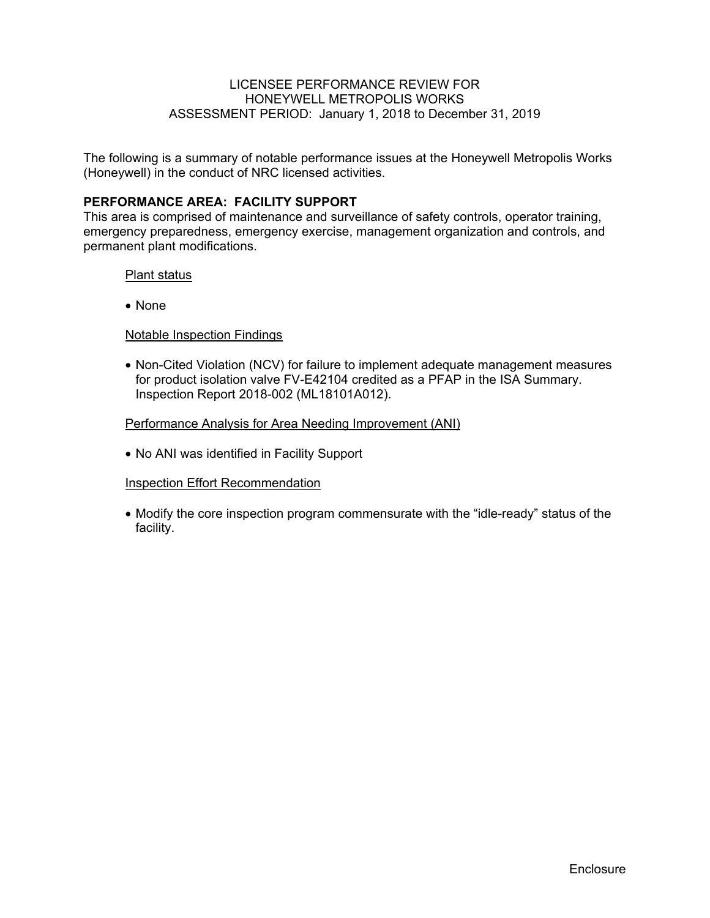LICENSEE PERFORMANCE REVIEW FOR
HONEYWELL METROPOLIS WORKS
ASSESSMENT PERIOD: January 1, 2018 to December 31, 2019

The following is a summary of notable performance issues at the Honeywell Metropolis Works (Honeywell) in the conduct of NRC licensed activities.

**PERFORMANCE AREA: FACILITY SUPPORT**
This area is comprised of maintenance and surveillance of safety controls, operator training, emergency preparedness, emergency exercise, management organization and controls, and permanent plant modifications.

Plant status

- None

Notable Inspection Findings

- Non-Cited Violation (NCV) for failure to implement adequate management measures for product isolation valve FV-E42104 credited as a PFAP in the ISA Summary. Inspection Report 2018-002 (ML18101A012).

Performance Analysis for Area Needing Improvement (ANI)

- No ANI was identified in Facility Support

Inspection Effort Recommendation

- Modify the core inspection program commensurate with the “idle-ready” status of the facility.

Enclosure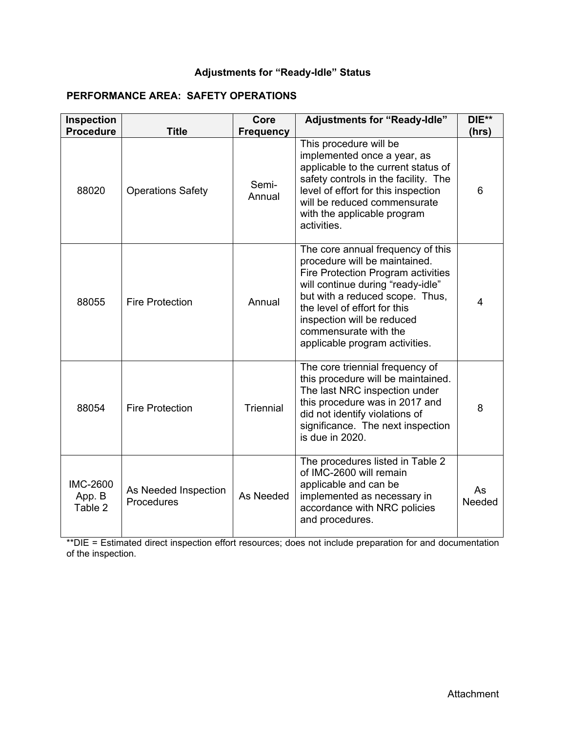# Adjustments for "Ready-Idle" Status

## PERFORMANCE AREA: SAFETY OPERATIONS

| Inspection Procedure | Title | Core Frequency | Adjustments for "Ready-Idle" | DIE** (hrs) |
|---|---|---|---|---|
| 88020 | Operations Safety | Semi-Annual | This procedure will be implemented once a year, as applicable to the current status of safety controls in the facility. The level of effort for this inspection will be reduced commensurate with the applicable program activities. | 6 |
| 88055 | Fire Protection | Annual | The core annual frequency of this procedure will be maintained. Fire Protection Program activities will continue during "ready-idle" but with a reduced scope. Thus, the level of effort for this inspection will be reduced commensurate with the applicable program activities. | 4 |
| 88054 | Fire Protection | Triennial | The core triennial frequency of this procedure will be maintained. The last NRC inspection under this procedure was in 2017 and did not identify violations of significance. The next inspection is due in 2020. | 8 |
| IMC-2600 App. B Table 2 | As Needed Inspection Procedures | As Needed | The procedures listed in Table 2 of IMC-2600 will remain applicable and can be implemented as necessary in accordance with NRC policies and procedures. | As Needed |

**DIE = Estimated direct inspection effort resources; does not include preparation for and documentation of the inspection.

Attachment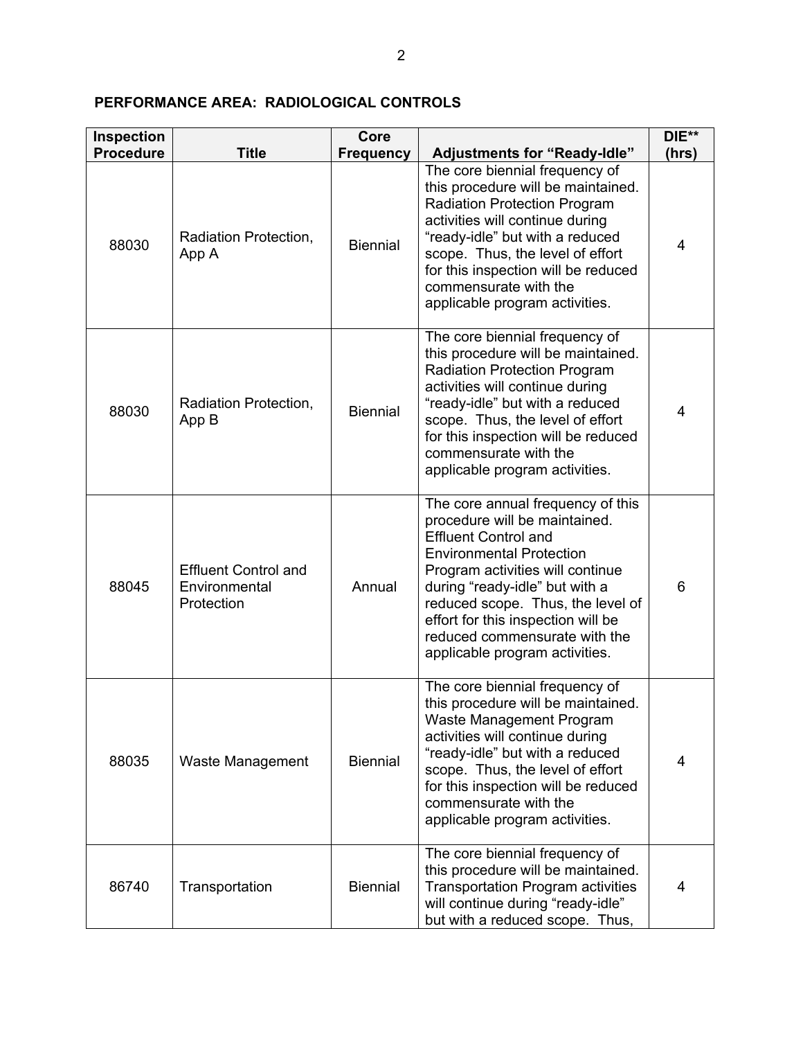**PERFORMANCE AREA: RADIOLOGICAL CONTROLS**

| Inspection Procedure | Title | Core Frequency | Adjustments for "Ready-Idle" | DIE** (hrs) |
|---|---|---|---|---|
| 88030 | Radiation Protection, App A | Biennial | The core biennial frequency of this procedure will be maintained. Radiation Protection Program activities will continue during "ready-idle" but with a reduced scope. Thus, the level of effort for this inspection will be reduced commensurate with the applicable program activities. | 4 |
| 88030 | Radiation Protection, App B | Biennial | The core biennial frequency of this procedure will be maintained. Radiation Protection Program activities will continue during "ready-idle" but with a reduced scope. Thus, the level of effort for this inspection will be reduced commensurate with the applicable program activities. | 4 |
| 88045 | Effluent Control and Environmental Protection | Annual | The core annual frequency of this procedure will be maintained. Effluent Control and Environmental Protection Program activities will continue during "ready-idle" but with a reduced scope. Thus, the level of effort for this inspection will be reduced commensurate with the applicable program activities. | 6 |
| 88035 | Waste Management | Biennial | The core biennial frequency of this procedure will be maintained. Waste Management Program activities will continue during "ready-idle" but with a reduced scope. Thus, the level of effort for this inspection will be reduced commensurate with the applicable program activities. | 4 |
| 86740 | Transportation | Biennial | The core biennial frequency of this procedure will be maintained. Transportation Program activities will continue during "ready-idle" but with a reduced scope. Thus, | 4 |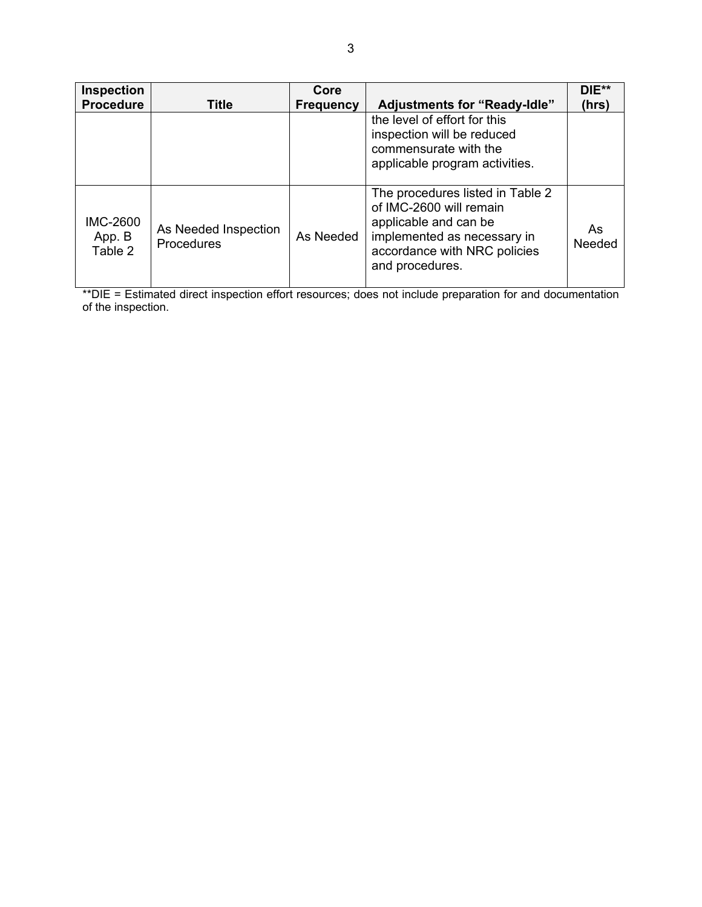| Inspection Procedure | Title | Core Frequency | Adjustments for "Ready-Idle" | DIE** (hrs) |
|---|---|---|---|---|
| | | | the level of effort for this inspection will be reduced commensurate with the applicable program activities. | |
| IMC-2600 App. B Table 2 | As Needed Inspection Procedures | As Needed | The procedures listed in Table 2 of IMC-2600 will remain applicable and can be implemented as necessary in accordance with NRC policies and procedures. | As Needed |

**DIE = Estimated direct inspection effort resources; does not include preparation for and documentation of the inspection.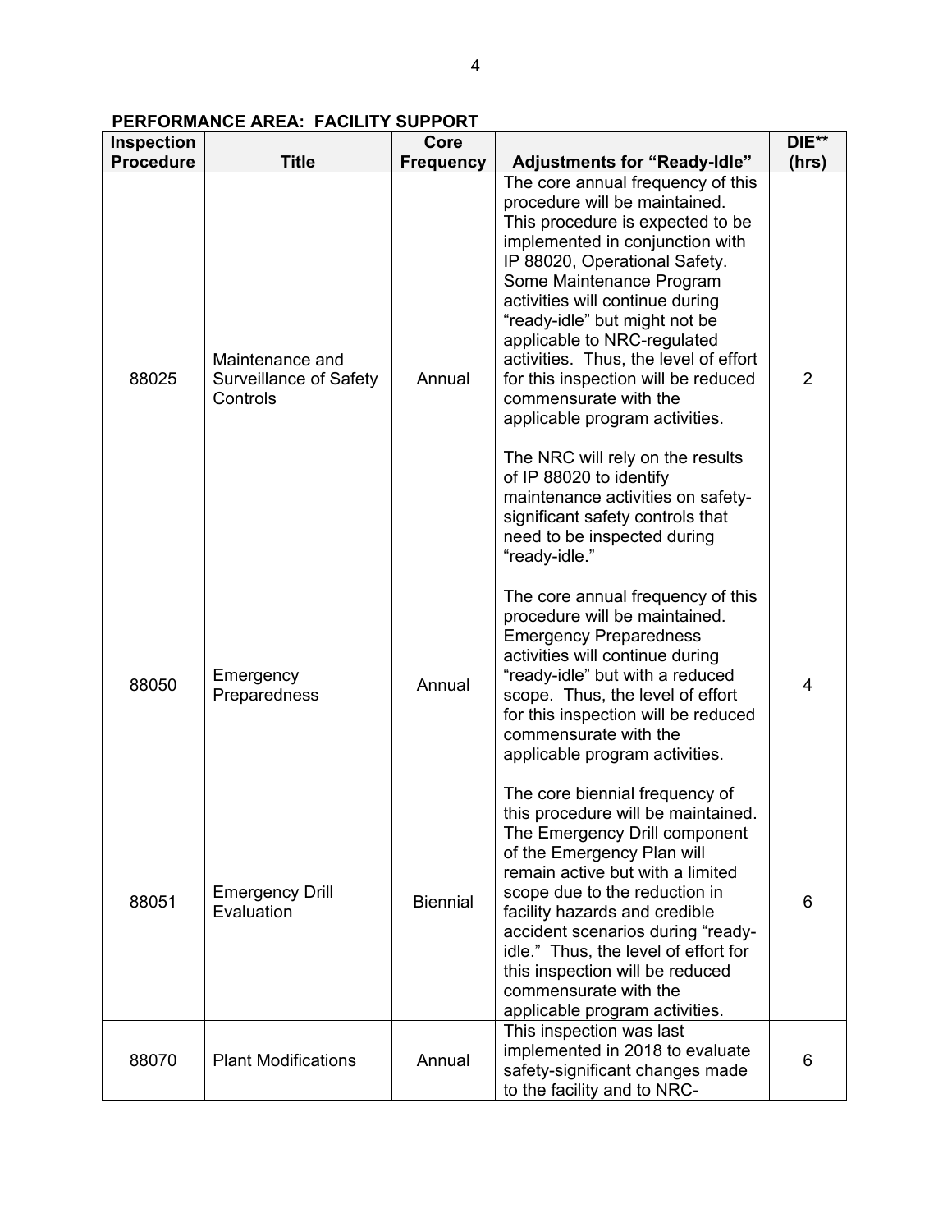**PERFORMANCE AREA: FACILITY SUPPORT**

| Inspection Procedure | Title | Core Frequency | Adjustments for "Ready-Idle" | DIE** (hrs) |
|---|---|---|---|---|
| 88025 | Maintenance and Surveillance of Safety Controls | Annual | The core annual frequency of this procedure will be maintained. This procedure is expected to be implemented in conjunction with IP 88020, Operational Safety. Some Maintenance Program activities will continue during "ready-idle" but might not be applicable to NRC-regulated activities. Thus, the level of effort for this inspection will be reduced commensurate with the applicable program activities.<br><br>The NRC will rely on the results of IP 88020 to identify maintenance activities on safety-significant safety controls that need to be inspected during "ready-idle." | 2 |
| 88050 | Emergency Preparedness | Annual | The core annual frequency of this procedure will be maintained. Emergency Preparedness activities will continue during "ready-idle" but with a reduced scope. Thus, the level of effort for this inspection will be reduced commensurate with the applicable program activities. | 4 |
| 88051 | Emergency Drill Evaluation | Biennial | The core biennial frequency of this procedure will be maintained. The Emergency Drill component of the Emergency Plan will remain active but with a limited scope due to the reduction in facility hazards and credible accident scenarios during "ready-idle." Thus, the level of effort for this inspection will be reduced commensurate with the applicable program activities. | 6 |
| 88070 | Plant Modifications | Annual | This inspection was last implemented in 2018 to evaluate safety-significant changes made to the facility and to NRC- | 6 |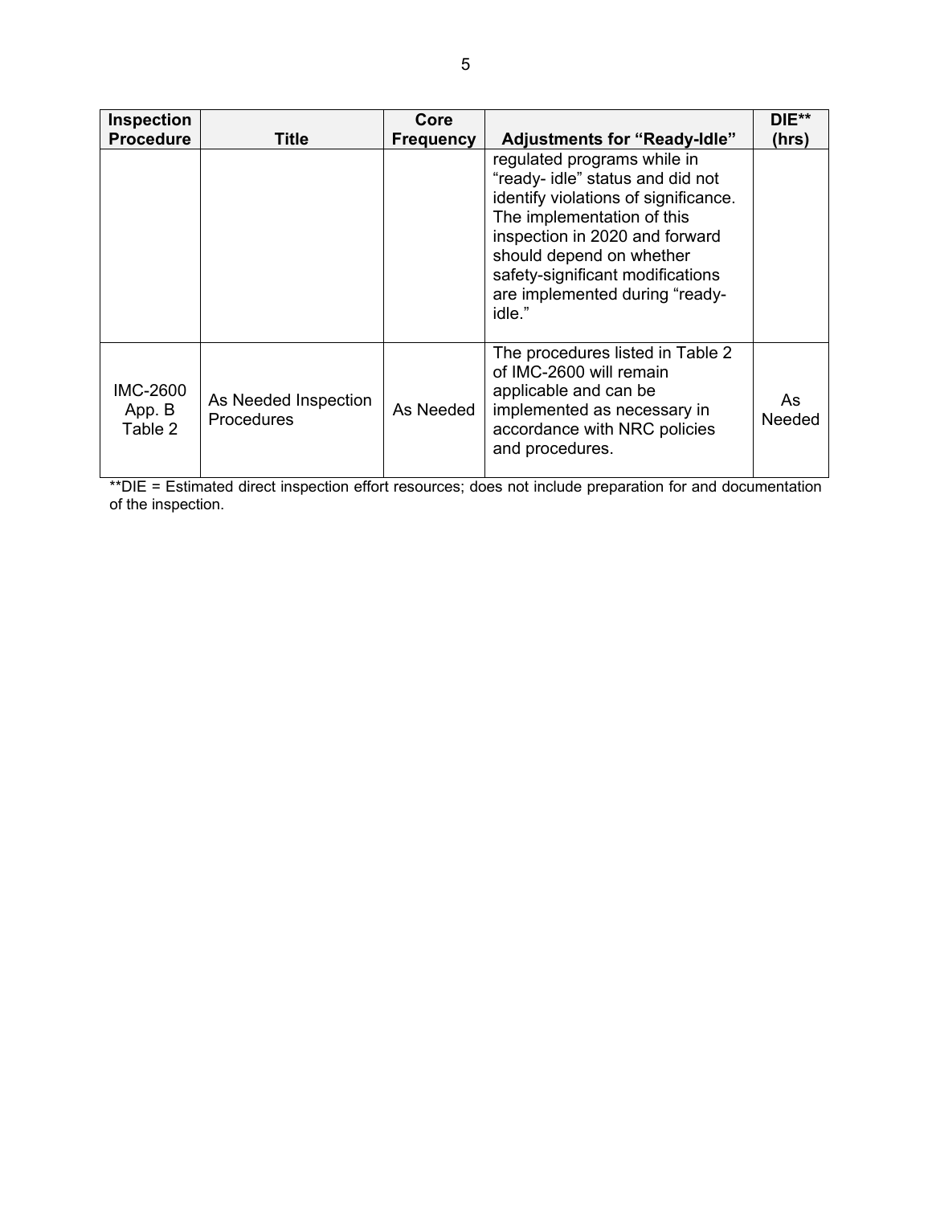| Inspection Procedure | Title | Core Frequency | Adjustments for "Ready-Idle" | DIE** (hrs) |
|---|---|---|---|---|
| | | | regulated programs while in "ready- idle" status and did not identify violations of significance. The implementation of this inspection in 2020 and forward should depend on whether safety-significant modifications are implemented during "ready-idle." | |
| IMC-2600 App. B Table 2 | As Needed Inspection Procedures | As Needed | The procedures listed in Table 2 of IMC-2600 will remain applicable and can be implemented as necessary in accordance with NRC policies and procedures. | As Needed |

**DIE = Estimated direct inspection effort resources; does not include preparation for and documentation of the inspection.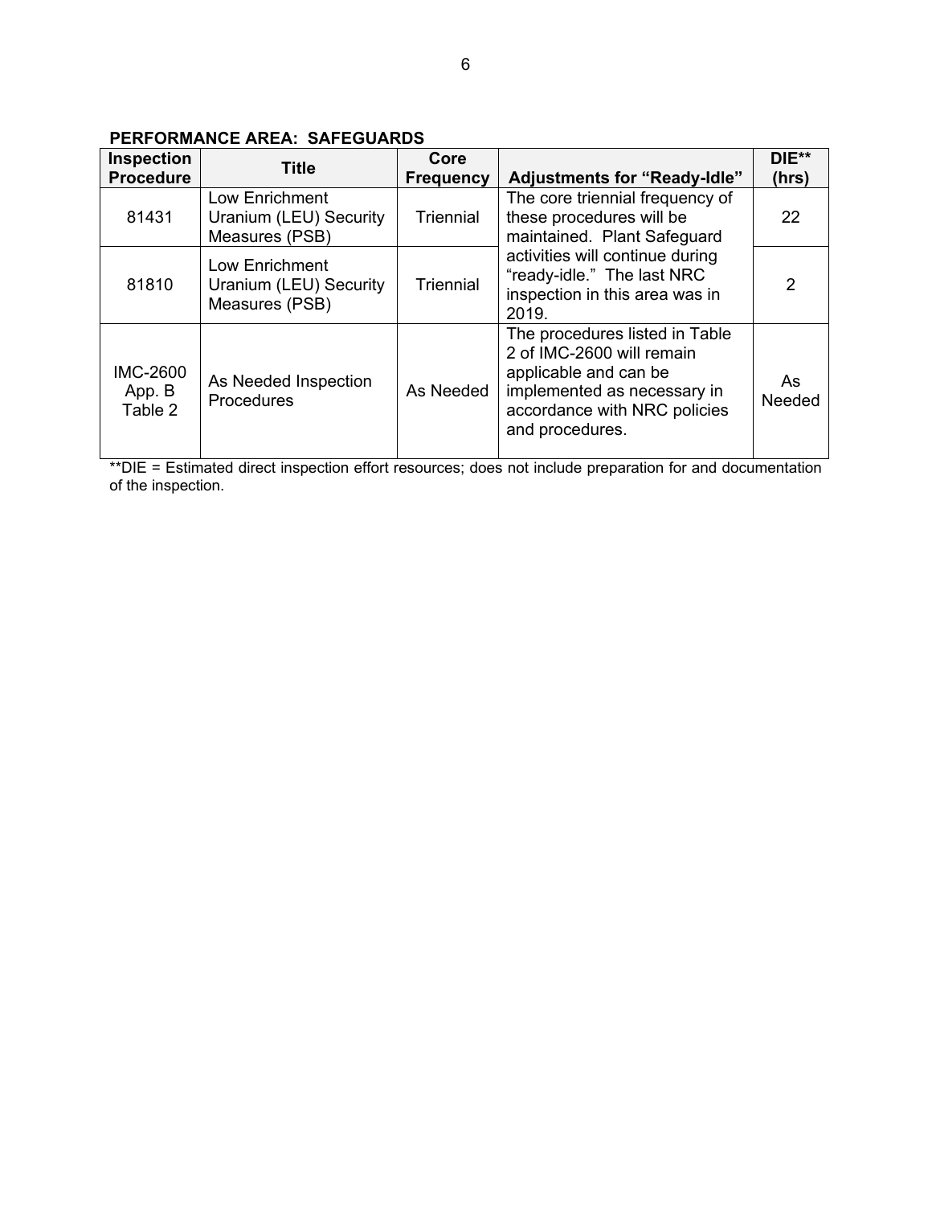**PERFORMANCE AREA: SAFEGUARDS**

| Inspection Procedure | Title | Core Frequency | Adjustments for "Ready-Idle" | DIE** (hrs) |
|---|---|---|---|---|
| 81431 | Low Enrichment Uranium (LEU) Security Measures (PSB) | Triennial | The core triennial frequency of these procedures will be maintained. Plant Safeguard activities will continue during "ready-idle." The last NRC inspection in this area was in 2019. | 22 |
| 81810 | Low Enrichment Uranium (LEU) Security Measures (PSB) | Triennial | | 2 |
| IMC-2600 App. B Table 2 | As Needed Inspection Procedures | As Needed | The procedures listed in Table 2 of IMC-2600 will remain applicable and can be implemented as necessary in accordance with NRC policies and procedures. | As Needed |

**DIE = Estimated direct inspection effort resources; does not include preparation for and documentation of the inspection.